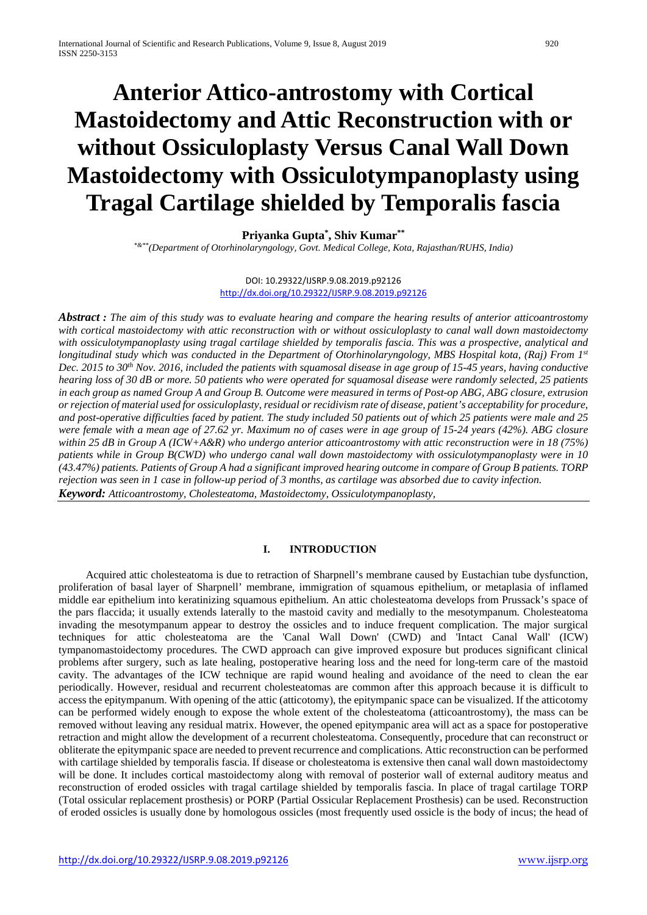# Anterior Attico-antrostomy with Cortical Mastoidectomy and Attic Reconstruction with or without Ossiculoplasty Versus Canal Wall Down Mastoidectomy with Ossiculotympanoplasty using Tragal Cartilage shielded by Temporalis fascia

**Priyanka Gupta[*], Shiv Kumar[**]**

[*&**](Department of Otorhinolaryngology, Govt. Medical College, Kota, Rajasthan/RUHS, India)

DOI: 10.29322/IJSRP.9.08.2019.p92126
http://dx.doi.org/10.29322/IJSRP.9.08.2019.p92126

***Abstract :*** *The aim of this study was to evaluate hearing and compare the hearing results of anterior atticoantrostomy with cortical mastoidectomy with attic reconstruction with or without ossiculoplasty to canal wall down mastoidectomy with ossiculotympanoplasty using tragal cartilage shielded by temporalis fascia. This was a prospective, analytical and longitudinal study which was conducted in the Department of Otorhinolaryngology, MBS Hospital kota, (Raj) From 1st Dec. 2015 to 30th Nov. 2016, included the patients with squamosal disease in age group of 15-45 years, having conductive hearing loss of 30 dB or more. 50 patients who were operated for squamosal disease were randomly selected, 25 patients in each group as named Group A and Group B. Outcome were measured in terms of Post-op ABG, ABG closure, extrusion or rejection of material used for ossiculoplasty, residual or recidivism rate of disease, patient's acceptability for procedure, and post-operative difficulties faced by patient. The study included 50 patients out of which 25 patients were male and 25 were female with a mean age of 27.62 yr. Maximum no of cases were in age group of 15-24 years (42%). ABG closure within 25 dB in Group A (ICW+A&R) who undergo anterior atticoantrostomy with attic reconstruction were in 18 (75%) patients while in Group B(CWD) who undergo canal wall down mastoidectomy with ossiculotympanoplasty were in 10 (43.47%) patients. Patients of Group A had a significant improved hearing outcome in compare of Group B patients. TORP rejection was seen in 1 case in follow-up period of 3 months, as cartilage was absorbed due to cavity infection.*

***Keyword:*** *Atticoantrostomy, Cholesteatoma, Mastoidectomy, Ossiculotympanoplasty,*

## I. INTRODUCTION

Acquired attic cholesteatoma is due to retraction of Sharpnell's membrane caused by Eustachian tube dysfunction, proliferation of basal layer of Sharpnell' membrane, immigration of squamous epithelium, or metaplasia of inflamed middle ear epithelium into keratinizing squamous epithelium. An attic cholesteatoma develops from Prussack's space of the pars flaccida; it usually extends laterally to the mastoid cavity and medially to the mesotympanum. Cholesteatoma invading the mesotympanum appear to destroy the ossicles and to induce frequent complication. The major surgical techniques for attic cholesteatoma are the 'Canal Wall Down' (CWD) and 'Intact Canal Wall' (ICW) tympanomastoidectomy procedures. The CWD approach can give improved exposure but produces significant clinical problems after surgery, such as late healing, postoperative hearing loss and the need for long-term care of the mastoid cavity. The advantages of the ICW technique are rapid wound healing and avoidance of the need to clean the ear periodically. However, residual and recurrent cholesteatomas are common after this approach because it is difficult to access the epitympanum. With opening of the attic (atticotomy), the epitympanic space can be visualized. If the atticotomy can be performed widely enough to expose the whole extent of the cholesteatoma (atticoantrostomy), the mass can be removed without leaving any residual matrix. However, the opened epitympanic area will act as a space for postoperative retraction and might allow the development of a recurrent cholesteatoma. Consequently, procedure that can reconstruct or obliterate the epitympanic space are needed to prevent recurrence and complications. Attic reconstruction can be performed with cartilage shielded by temporalis fascia. If disease or cholesteatoma is extensive then canal wall down mastoidectomy will be done. It includes cortical mastoidectomy along with removal of posterior wall of external auditory meatus and reconstruction of eroded ossicles with tragal cartilage shielded by temporalis fascia. In place of tragal cartilage TORP (Total ossicular replacement prosthesis) or PORP (Partial Ossicular Replacement Prosthesis) can be used. Reconstruction of eroded ossicles is usually done by homologous ossicles (most frequently used ossicle is the body of incus; the head of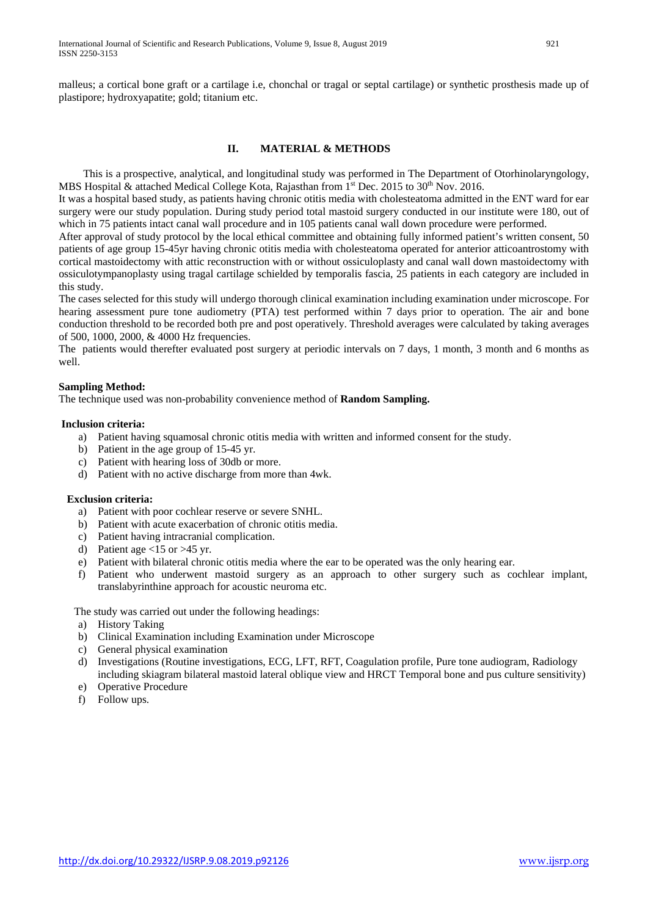malleus; a cortical bone graft or a cartilage i.e, chonchal or tragal or septal cartilage) or synthetic prosthesis made up of plastipore; hydroxyapatite; gold; titanium etc.

## II. MATERIAL & METHODS

This is a prospective, analytical, and longitudinal study was performed in The Department of Otorhinolaryngology, MBS Hospital & attached Medical College Kota, Rajasthan from 1st Dec. 2015 to 30th Nov. 2016.

It was a hospital based study, as patients having chronic otitis media with cholesteatoma admitted in the ENT ward for ear surgery were our study population. During study period total mastoid surgery conducted in our institute were 180, out of which in 75 patients intact canal wall procedure and in 105 patients canal wall down procedure were performed.

After approval of study protocol by the local ethical committee and obtaining fully informed patient's written consent, 50 patients of age group 15-45yr having chronic otitis media with cholesteatoma operated for anterior atticoantrostomy with cortical mastoidectomy with attic reconstruction with or without ossiculoplasty and canal wall down mastoidectomy with ossiculotympanoplasty using tragal cartilage schielded by temporalis fascia, 25 patients in each category are included in this study.

The cases selected for this study will undergo thorough clinical examination including examination under microscope. For hearing assessment pure tone audiometry (PTA) test performed within 7 days prior to operation. The air and bone conduction threshold to be recorded both pre and post operatively. Threshold averages were calculated by taking averages of 500, 1000, 2000, & 4000 Hz frequencies.

The patients would therefter evaluated post surgery at periodic intervals on 7 days, 1 month, 3 month and 6 months as well.

**Sampling Method:**

The technique used was non-probability convenience method of **Random Sampling.**

**Inclusion criteria:**

a) Patient having squamosal chronic otitis media with written and informed consent for the study.
b) Patient in the age group of 15-45 yr.
c) Patient with hearing loss of 30db or more.
d) Patient with no active discharge from more than 4wk.

**Exclusion criteria:**

a) Patient with poor cochlear reserve or severe SNHL.
b) Patient with acute exacerbation of chronic otitis media.
c) Patient having intracranial complication.
d) Patient age <15 or >45 yr.
e) Patient with bilateral chronic otitis media where the ear to be operated was the only hearing ear.
f) Patient who underwent mastoid surgery as an approach to other surgery such as cochlear implant, translabyrinthine approach for acoustic neuroma etc.

The study was carried out under the following headings:

a) History Taking
b) Clinical Examination including Examination under Microscope
c) General physical examination
d) Investigations (Routine investigations, ECG, LFT, RFT, Coagulation profile, Pure tone audiogram, Radiology including skiagram bilateral mastoid lateral oblique view and HRCT Temporal bone and pus culture sensitivity)
e) Operative Procedure
f) Follow ups.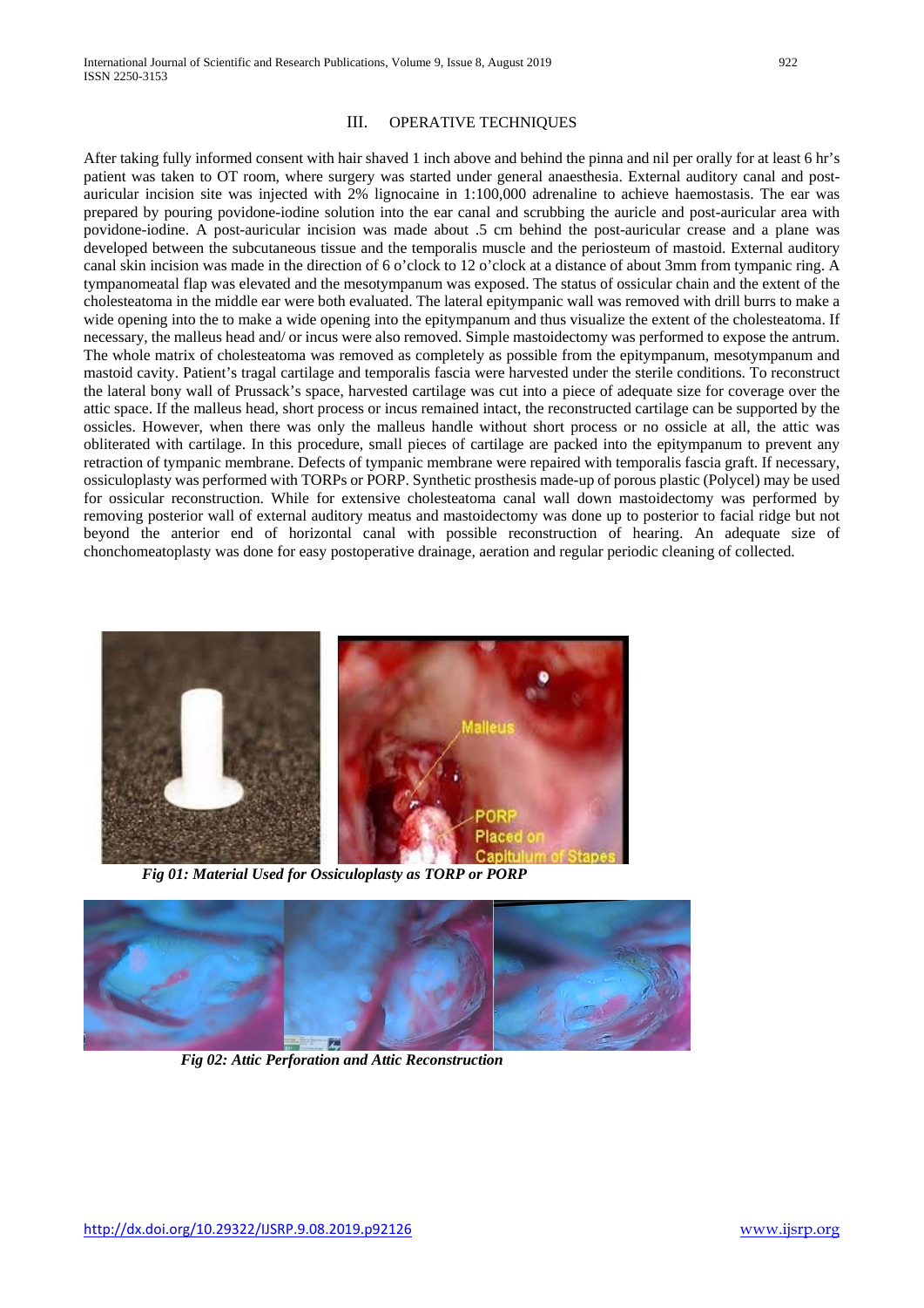## III. OPERATIVE TECHNIQUES

After taking fully informed consent with hair shaved 1 inch above and behind the pinna and nil per orally for at least 6 hr's patient was taken to OT room, where surgery was started under general anaesthesia. External auditory canal and post-auricular incision site was injected with 2% lignocaine in 1:100,000 adrenaline to achieve haemostasis. The ear was prepared by pouring povidone-iodine solution into the ear canal and scrubbing the auricle and post-auricular area with povidone-iodine. A post-auricular incision was made about .5 cm behind the post-auricular crease and a plane was developed between the subcutaneous tissue and the temporalis muscle and the periosteum of mastoid. External auditory canal skin incision was made in the direction of 6 o'clock to 12 o'clock at a distance of about 3mm from tympanic ring. A tympanomeatal flap was elevated and the mesotympanum was exposed. The status of ossicular chain and the extent of the cholesteatoma in the middle ear were both evaluated. The lateral epitympanic wall was removed with drill burrs to make a wide opening into the to make a wide opening into the epitympanum and thus visualize the extent of the cholesteatoma. If necessary, the malleus head and/ or incus were also removed. Simple mastoidectomy was performed to expose the antrum. The whole matrix of cholesteatoma was removed as completely as possible from the epitympanum, mesotympanum and mastoid cavity. Patient's tragal cartilage and temporalis fascia were harvested under the sterile conditions. To reconstruct the lateral bony wall of Prussack's space, harvested cartilage was cut into a piece of adequate size for coverage over the attic space. If the malleus head, short process or incus remained intact, the reconstructed cartilage can be supported by the ossicles. However, when there was only the malleus handle without short process or no ossicle at all, the attic was obliterated with cartilage. In this procedure, small pieces of cartilage are packed into the epitympanum to prevent any retraction of tympanic membrane. Defects of tympanic membrane were repaired with temporalis fascia graft. If necessary, ossiculoplasty was performed with TORPs or PORP. Synthetic prosthesis made-up of porous plastic (Polycel) may be used for ossicular reconstruction. While for extensive cholesteatoma canal wall down mastoidectomy was performed by removing posterior wall of external auditory meatus and mastoidectomy was done up to posterior to facial ridge but not beyond the anterior end of horizontal canal with possible reconstruction of hearing. An adequate size of chonchomeatoplasty was done for easy postoperative drainage, aeration and regular periodic cleaning of collected.

*Fig 01: Material Used for Ossiculoplasty as TORP or PORP*

*Fig 02: Attic Perforation and Attic Reconstruction*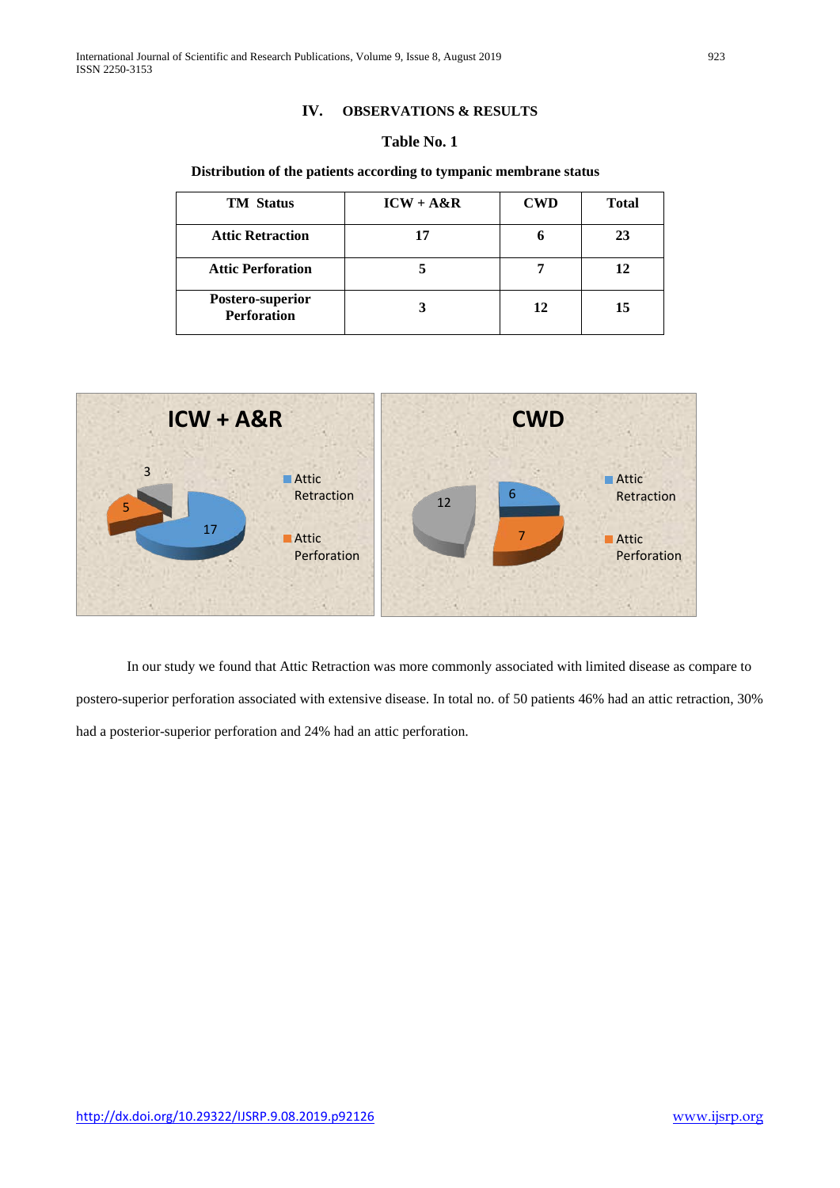## IV. OBSERVATIONS & RESULTS

**Table No. 1**

**Distribution of the patients according to tympanic membrane status**

| TM Status | ICW + A&R | CWD | Total |
|---|---|---|---|
| Attic Retraction | 17 | 6 | 23 |
| Attic Perforation | 5 | 7 | 12 |
| Postero-superior Perforation | 3 | 12 | 15 |

In our study we found that Attic Retraction was more commonly associated with limited disease as compare to postero-superior perforation associated with extensive disease. In total no. of 50 patients 46% had an attic retraction, 30% had a posterior-superior perforation and 24% had an attic perforation.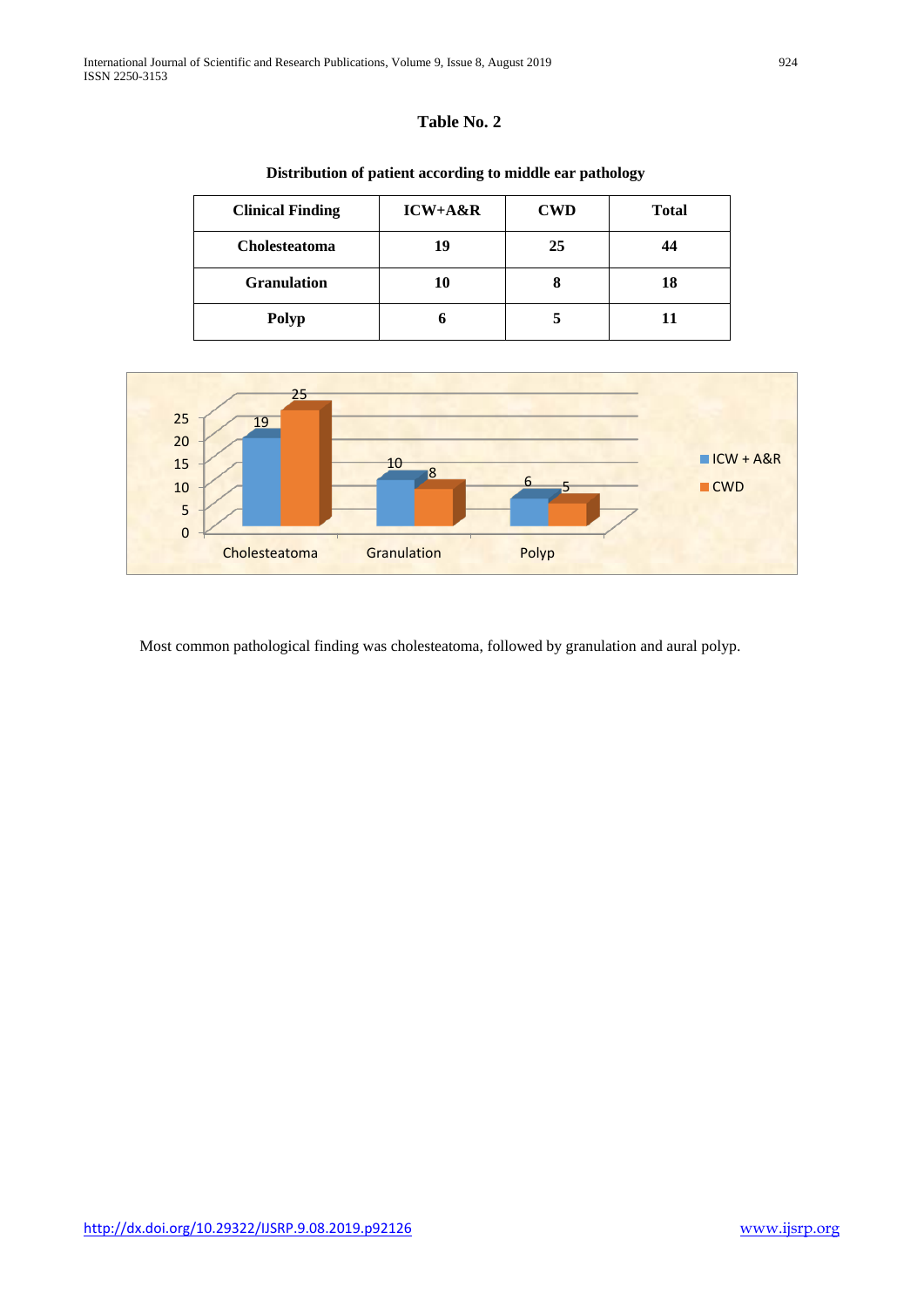**Table No. 2**

**Distribution of patient according to middle ear pathology**

| Clinical Finding | ICW+A&R | CWD | Total |
|---|---|---|---|
| Cholesteatoma | 19 | 25 | 44 |
| Granulation | 10 | 8 | 18 |
| Polyp | 6 | 5 | 11 |

Most common pathological finding was cholesteatoma, followed by granulation and aural polyp.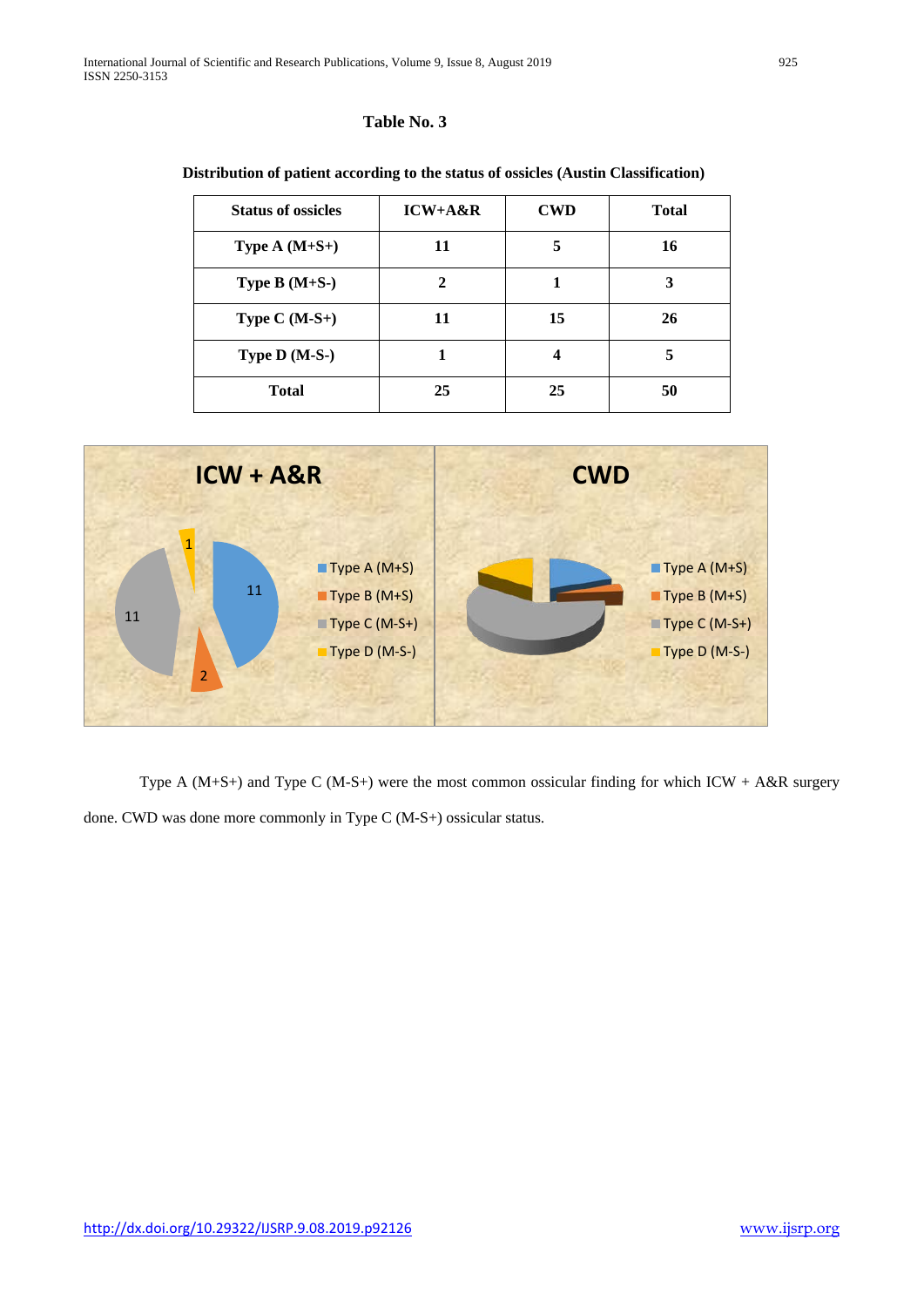**Table No. 3**

**Distribution of patient according to the status of ossicles (Austin Classification)**

| Status of ossicles | ICW+A&R | CWD | Total |
|---|---|---|---|
| Type A (M+S+) | 11 | 5 | 16 |
| Type B (M+S-) | 2 | 1 | 3 |
| Type C (M-S+) | 11 | 15 | 26 |
| Type D (M-S-) | 1 | 4 | 5 |
| Total | 25 | 25 | 50 |

Type A (M+S+) and Type C (M-S+) were the most common ossicular finding for which ICW + A&R surgery done. CWD was done more commonly in Type C (M-S+) ossicular status.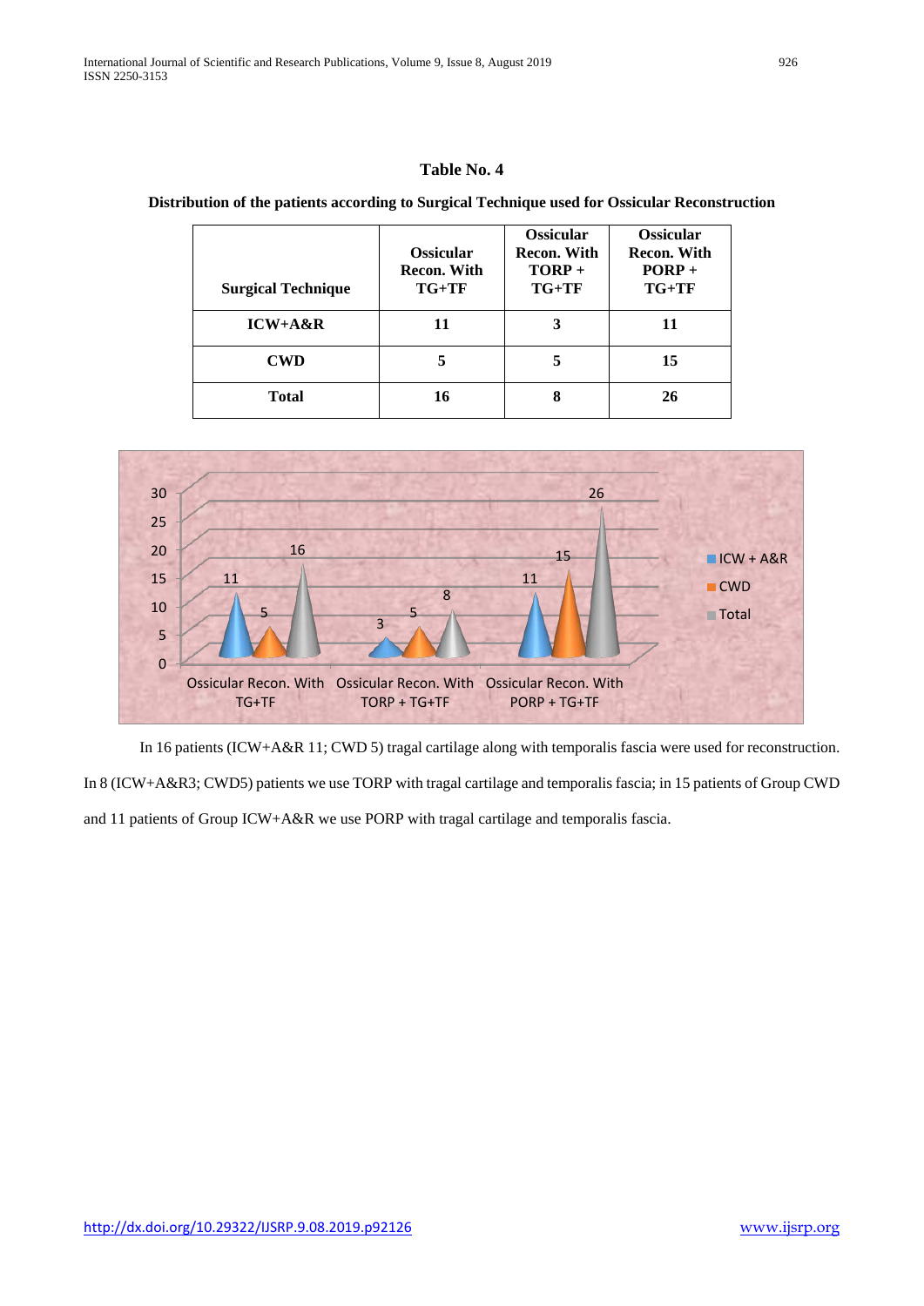**Table No. 4**

**Distribution of the patients according to Surgical Technique used for Ossicular Reconstruction**

| Surgical Technique | Ossicular Recon. With TG+TF | Ossicular Recon. With TORP + TG+TF | Ossicular Recon. With PORP + TG+TF |
|---|---|---|---|
| **ICW+A&R** | **11** | **3** | **11** |
| **CWD** | **5** | **5** | **15** |
| **Total** | **16** | **8** | **26** |

In 16 patients (ICW+A&R 11; CWD 5) tragal cartilage along with temporalis fascia were used for reconstruction. In 8 (ICW+A&R3; CWD5) patients we use TORP with tragal cartilage and temporalis fascia; in 15 patients of Group CWD and 11 patients of Group ICW+A&R we use PORP with tragal cartilage and temporalis fascia.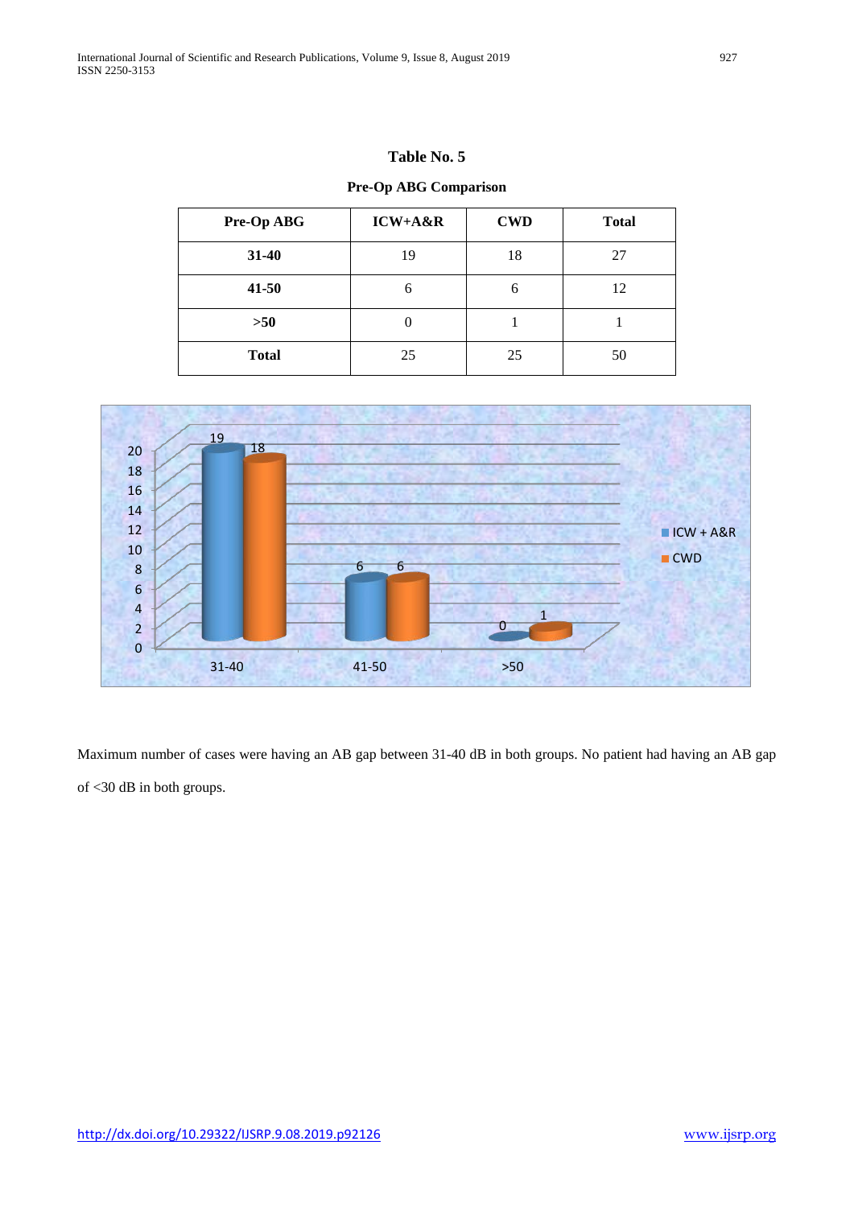**Table No. 5**

**Pre-Op ABG Comparison**

| Pre-Op ABG | ICW+A&R | CWD | Total |
|---|---|---|---|
| **31-40** | 19 | 18 | 27 |
| **41-50** | 6 | 6 | 12 |
| **>50** | 0 | 1 | 1 |
| **Total** | 25 | 25 | 50 |

Maximum number of cases were having an AB gap between 31-40 dB in both groups. No patient had having an AB gap of <30 dB in both groups.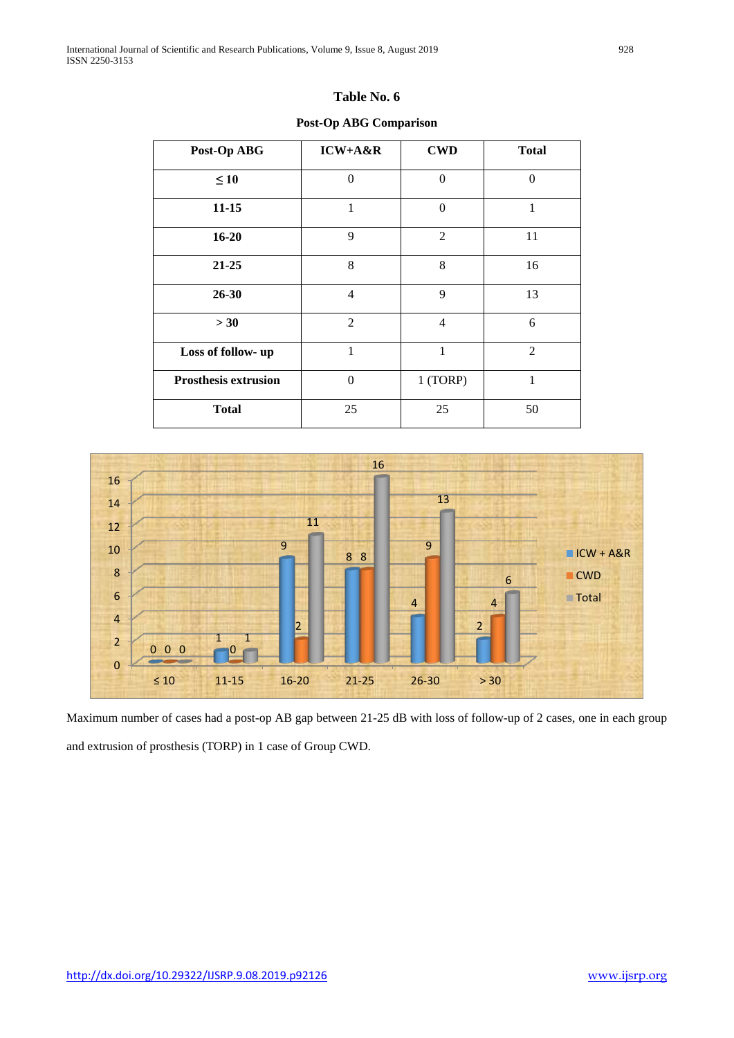**Table No. 6**

**Post-Op ABG Comparison**

| Post-Op ABG | ICW+A&R | CWD | Total |
|---|---|---|---|
| **≤ 10** | 0 | 0 | 0 |
| **11-15** | 1 | 0 | 1 |
| **16-20** | 9 | 2 | 11 |
| **21-25** | 8 | 8 | 16 |
| **26-30** | 4 | 9 | 13 |
| **> 30** | 2 | 4 | 6 |
| **Loss of follow- up** | 1 | 1 | 2 |
| **Prosthesis extrusion** | 0 | 1 (TORP) | 1 |
| **Total** | 25 | 25 | 50 |

Maximum number of cases had a post-op AB gap between 21-25 dB with loss of follow-up of 2 cases, one in each group and extrusion of prosthesis (TORP) in 1 case of Group CWD.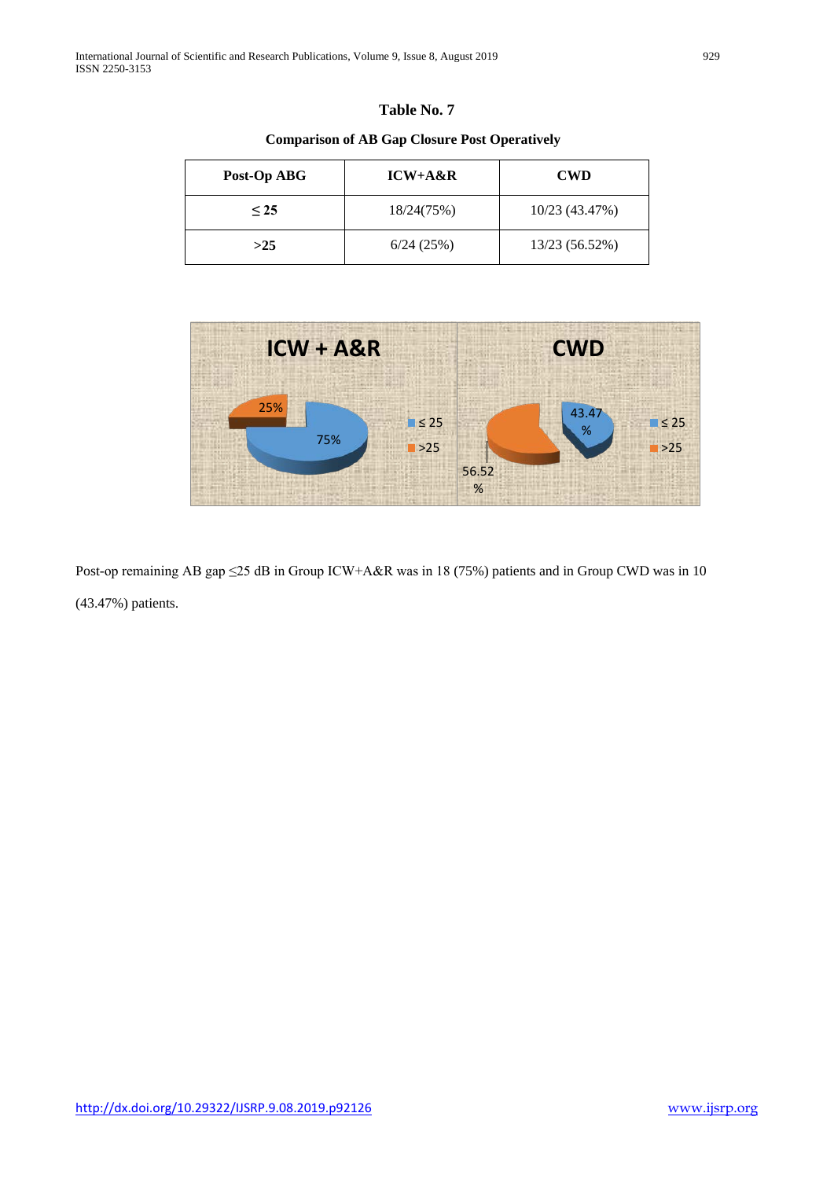**Table No. 7**

**Comparison of AB Gap Closure Post Operatively**

| Post-Op ABG | ICW+A&R | CWD |
|---|---|---|
| **≤ 25** | 18/24(75%) | 10/23 (43.47%) |
| **>25** | 6/24 (25%) | 13/23 (56.52%) |

Post-op remaining AB gap ≤25 dB in Group ICW+A&R was in 18 (75%) patients and in Group CWD was in 10 (43.47%) patients.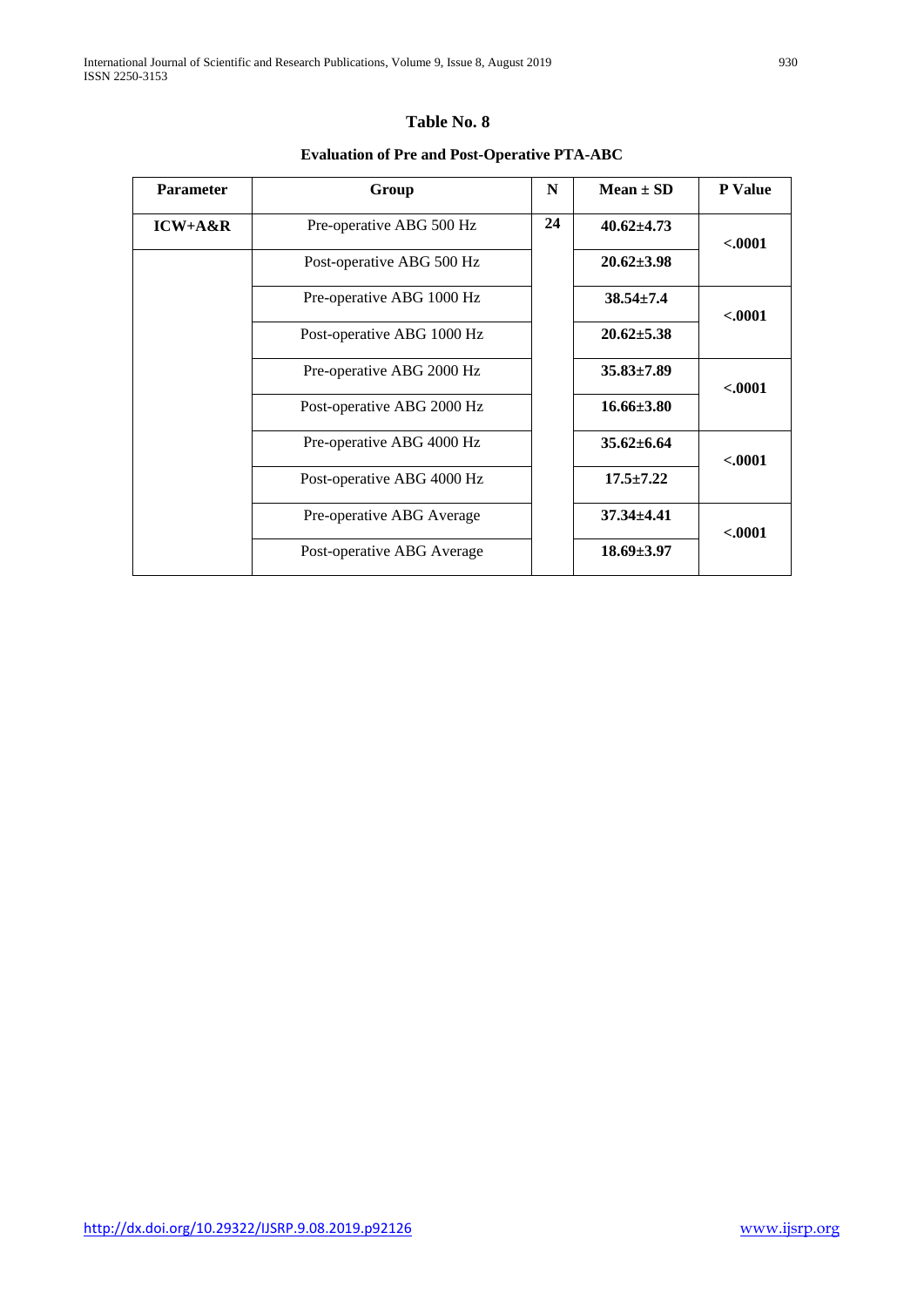**Table No. 8**

**Evaluation of Pre and Post-Operative PTA-ABC**

| Parameter | Group | N | Mean ± SD | P Value |
|---|---|---|---|---|
| **ICW+A&R** | Pre-operative ABG 500 Hz | **24** | **40.62±4.73** | **<.0001** |
| | Post-operative ABG 500 Hz | | **20.62±3.98** | |
| | Pre-operative ABG 1000 Hz | | **38.54±7.4** | **<.0001** |
| | Post-operative ABG 1000 Hz | | **20.62±5.38** | |
| | Pre-operative ABG 2000 Hz | | **35.83±7.89** | **<.0001** |
| | Post-operative ABG 2000 Hz | | **16.66±3.80** | |
| | Pre-operative ABG 4000 Hz | | **35.62±6.64** | **<.0001** |
| | Post-operative ABG 4000 Hz | | **17.5±7.22** | |
| | Pre-operative ABG Average | | **37.34±4.41** | **<.0001** |
| | Post-operative ABG Average | | **18.69±3.97** | |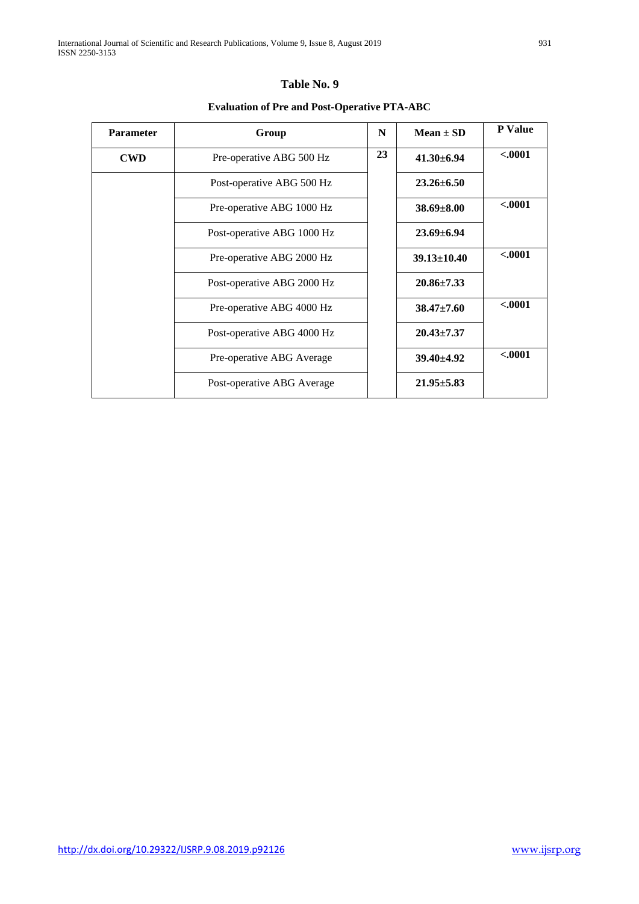**Table No. 9**

**Evaluation of Pre and Post-Operative PTA-ABC**

| Parameter | Group | N | Mean ± SD | P Value |
|---|---|---|---|---|
| **CWD** | Pre-operative ABG 500 Hz | **23** | **41.30±6.94** | **<.0001** |
| | Post-operative ABG 500 Hz | | **23.26±6.50** | |
| | Pre-operative ABG 1000 Hz | | **38.69±8.00** | **<.0001** |
| | Post-operative ABG 1000 Hz | | **23.69±6.94** | |
| | Pre-operative ABG 2000 Hz | | **39.13±10.40** | **<.0001** |
| | Post-operative ABG 2000 Hz | | **20.86±7.33** | |
| | Pre-operative ABG 4000 Hz | | **38.47±7.60** | **<.0001** |
| | Post-operative ABG 4000 Hz | | **20.43±7.37** | |
| | Pre-operative ABG Average | | **39.40±4.92** | **<.0001** |
| | Post-operative ABG Average | | **21.95±5.83** | |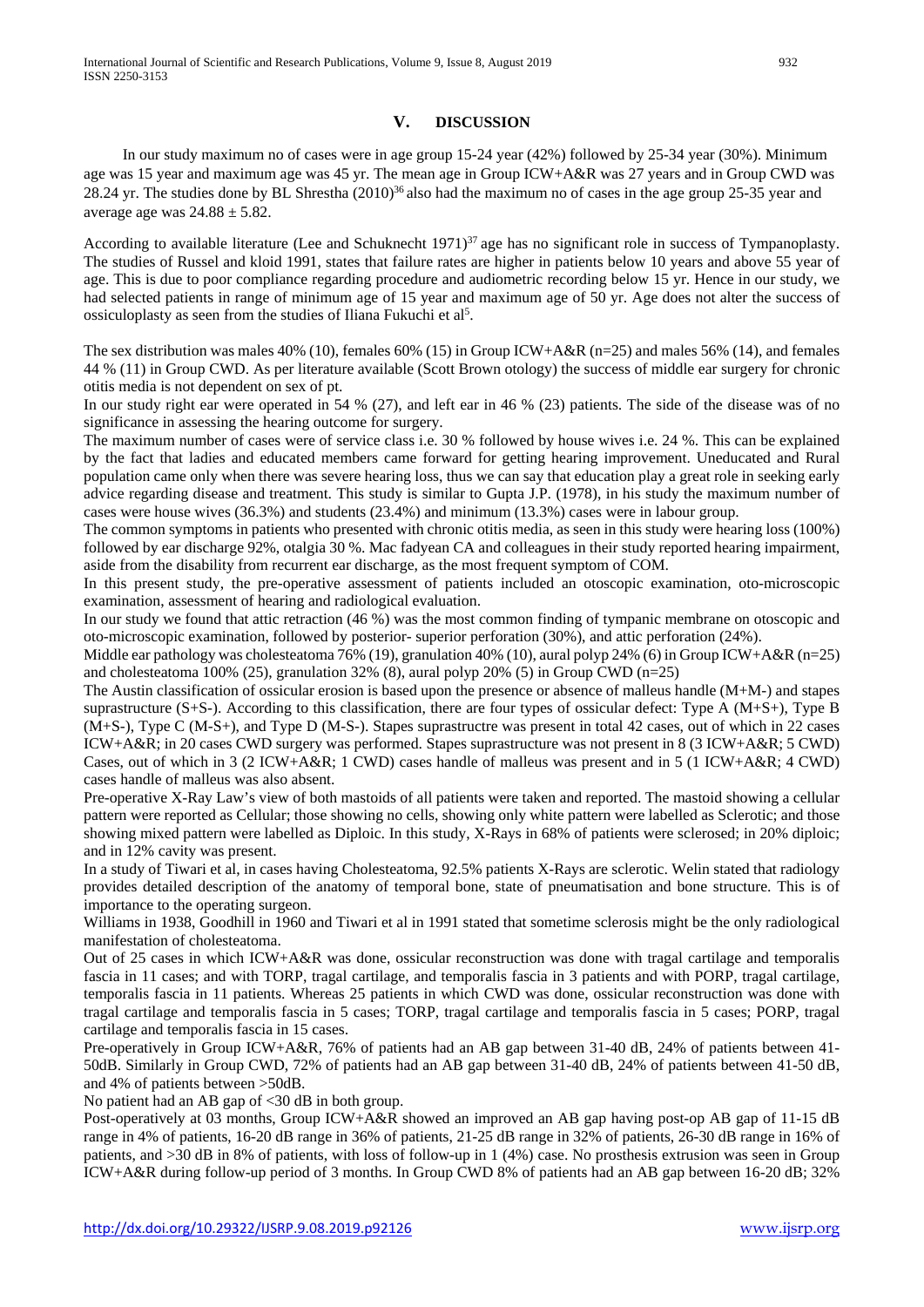## V. DISCUSSION

In our study maximum no of cases were in age group 15-24 year (42%) followed by 25-34 year (30%). Minimum age was 15 year and maximum age was 45 yr. The mean age in Group ICW+A&R was 27 years and in Group CWD was 28.24 yr. The studies done by BL Shrestha (2010)[36] also had the maximum no of cases in the age group 25-35 year and average age was 24.88 ± 5.82.

According to available literature (Lee and Schuknecht 1971)[37] age has no significant role in success of Tympanoplasty. The studies of Russel and kloid 1991, states that failure rates are higher in patients below 10 years and above 55 year of age. This is due to poor compliance regarding procedure and audiometric recording below 15 yr. Hence in our study, we had selected patients in range of minimum age of 15 year and maximum age of 50 yr. Age does not alter the success of ossiculoplasty as seen from the studies of Iliana Fukuchi et al[5].

The sex distribution was males 40% (10), females 60% (15) in Group ICW+A&R (n=25) and males 56% (14), and females 44 % (11) in Group CWD. As per literature available (Scott Brown otology) the success of middle ear surgery for chronic otitis media is not dependent on sex of pt.

In our study right ear were operated in 54 % (27), and left ear in 46 % (23) patients. The side of the disease was of no significance in assessing the hearing outcome for surgery.

The maximum number of cases were of service class i.e. 30 % followed by house wives i.e. 24 %. This can be explained by the fact that ladies and educated members came forward for getting hearing improvement. Uneducated and Rural population came only when there was severe hearing loss, thus we can say that education play a great role in seeking early advice regarding disease and treatment. This study is similar to Gupta J.P. (1978), in his study the maximum number of cases were house wives (36.3%) and students (23.4%) and minimum (13.3%) cases were in labour group.

The common symptoms in patients who presented with chronic otitis media, as seen in this study were hearing loss (100%) followed by ear discharge 92%, otalgia 30 %. Mac fadyean CA and colleagues in their study reported hearing impairment, aside from the disability from recurrent ear discharge, as the most frequent symptom of COM.

In this present study, the pre-operative assessment of patients included an otoscopic examination, oto-microscopic examination, assessment of hearing and radiological evaluation.

In our study we found that attic retraction (46 %) was the most common finding of tympanic membrane on otoscopic and oto-microscopic examination, followed by posterior- superior perforation (30%), and attic perforation (24%).

Middle ear pathology was cholesteatoma 76% (19), granulation 40% (10), aural polyp 24% (6) in Group ICW+A&R (n=25) and cholesteatoma 100% (25), granulation 32% (8), aural polyp 20% (5) in Group CWD (n=25)

The Austin classification of ossicular erosion is based upon the presence or absence of malleus handle (M+M-) and stapes suprastructure (S+S-). According to this classification, there are four types of ossicular defect: Type A (M+S+), Type B (M+S-), Type C (M-S+), and Type D (M-S-). Stapes suprastructre was present in total 42 cases, out of which in 22 cases ICW+A&R; in 20 cases CWD surgery was performed. Stapes suprastructure was not present in 8 (3 ICW+A&R; 5 CWD) Cases, out of which in 3 (2 ICW+A&R; 1 CWD) cases handle of malleus was present and in 5 (1 ICW+A&R; 4 CWD) cases handle of malleus was also absent.

Pre-operative X-Ray Law's view of both mastoids of all patients were taken and reported. The mastoid showing a cellular pattern were reported as Cellular; those showing no cells, showing only white pattern were labelled as Sclerotic; and those showing mixed pattern were labelled as Diploic. In this study, X-Rays in 68% of patients were sclerosed; in 20% diploic; and in 12% cavity was present.

In a study of Tiwari et al, in cases having Cholesteatoma, 92.5% patients X-Rays are sclerotic. Welin stated that radiology provides detailed description of the anatomy of temporal bone, state of pneumatisation and bone structure. This is of importance to the operating surgeon.

Williams in 1938, Goodhill in 1960 and Tiwari et al in 1991 stated that sometime sclerosis might be the only radiological manifestation of cholesteatoma.

Out of 25 cases in which ICW+A&R was done, ossicular reconstruction was done with tragal cartilage and temporalis fascia in 11 cases; and with TORP, tragal cartilage, and temporalis fascia in 3 patients and with PORP, tragal cartilage, temporalis fascia in 11 patients. Whereas 25 patients in which CWD was done, ossicular reconstruction was done with tragal cartilage and temporalis fascia in 5 cases; TORP, tragal cartilage and temporalis fascia in 5 cases; PORP, tragal cartilage and temporalis fascia in 15 cases.

Pre-operatively in Group ICW+A&R, 76% of patients had an AB gap between 31-40 dB, 24% of patients between 41-50dB. Similarly in Group CWD, 72% of patients had an AB gap between 31-40 dB, 24% of patients between 41-50 dB, and 4% of patients between >50dB.

No patient had an AB gap of <30 dB in both group.

Post-operatively at 03 months, Group ICW+A&R showed an improved an AB gap having post-op AB gap of 11-15 dB range in 4% of patients, 16-20 dB range in 36% of patients, 21-25 dB range in 32% of patients, 26-30 dB range in 16% of patients, and >30 dB in 8% of patients, with loss of follow-up in 1 (4%) case. No prosthesis extrusion was seen in Group ICW+A&R during follow-up period of 3 months. In Group CWD 8% of patients had an AB gap between 16-20 dB; 32%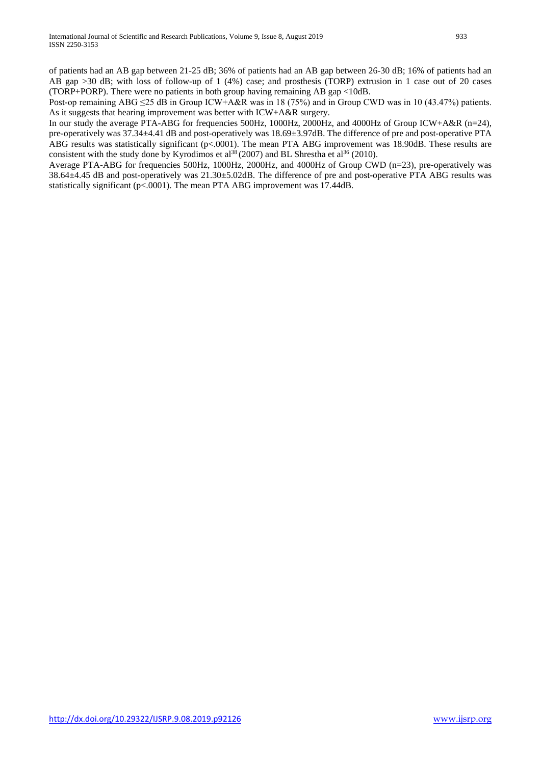of patients had an AB gap between 21-25 dB; 36% of patients had an AB gap between 26-30 dB; 16% of patients had an AB gap >30 dB; with loss of follow-up of 1 (4%) case; and prosthesis (TORP) extrusion in 1 case out of 20 cases (TORP+PORP). There were no patients in both group having remaining AB gap <10dB.

Post-op remaining ABG ≤25 dB in Group ICW+A&R was in 18 (75%) and in Group CWD was in 10 (43.47%) patients. As it suggests that hearing improvement was better with ICW+A&R surgery.

In our study the average PTA-ABG for frequencies 500Hz, 1000Hz, 2000Hz, and 4000Hz of Group ICW+A&R (n=24), pre-operatively was 37.34±4.41 dB and post-operatively was 18.69±3.97dB. The difference of pre and post-operative PTA ABG results was statistically significant (p<.0001). The mean PTA ABG improvement was 18.90dB. These results are consistent with the study done by Kyrodimos et al[38] (2007) and BL Shrestha et al[36] (2010).

Average PTA-ABG for frequencies 500Hz, 1000Hz, 2000Hz, and 4000Hz of Group CWD (n=23), pre-operatively was 38.64±4.45 dB and post-operatively was 21.30±5.02dB. The difference of pre and post-operative PTA ABG results was statistically significant (p<.0001). The mean PTA ABG improvement was 17.44dB.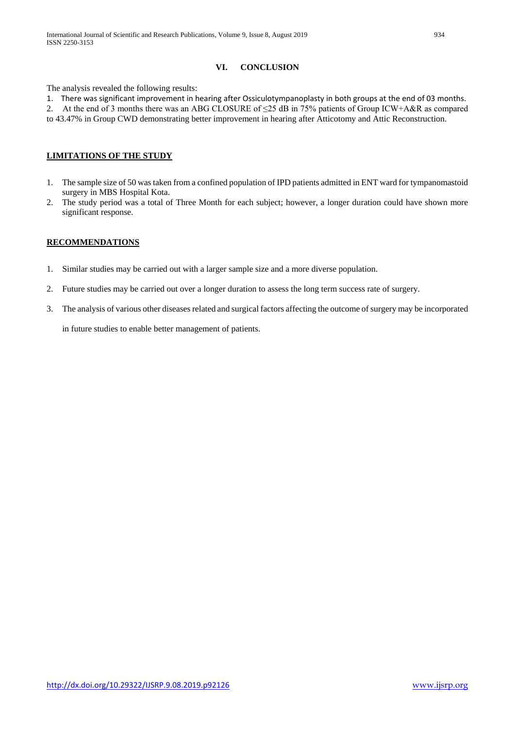## VI. CONCLUSION

The analysis revealed the following results:

1. There was significant improvement in hearing after Ossiculotympanoplasty in both groups at the end of 03 months.
2. At the end of 3 months there was an ABG CLOSURE of ≤25 dB in 75% patients of Group ICW+A&R as compared to 43.47% in Group CWD demonstrating better improvement in hearing after Atticotomy and Attic Reconstruction.

**LIMITATIONS OF THE STUDY**

1. The sample size of 50 was taken from a confined population of IPD patients admitted in ENT ward for tympanomastoid surgery in MBS Hospital Kota.
2. The study period was a total of Three Month for each subject; however, a longer duration could have shown more significant response.

**RECOMMENDATIONS**

1. Similar studies may be carried out with a larger sample size and a more diverse population.
2. Future studies may be carried out over a longer duration to assess the long term success rate of surgery.
3. The analysis of various other diseases related and surgical factors affecting the outcome of surgery may be incorporated in future studies to enable better management of patients.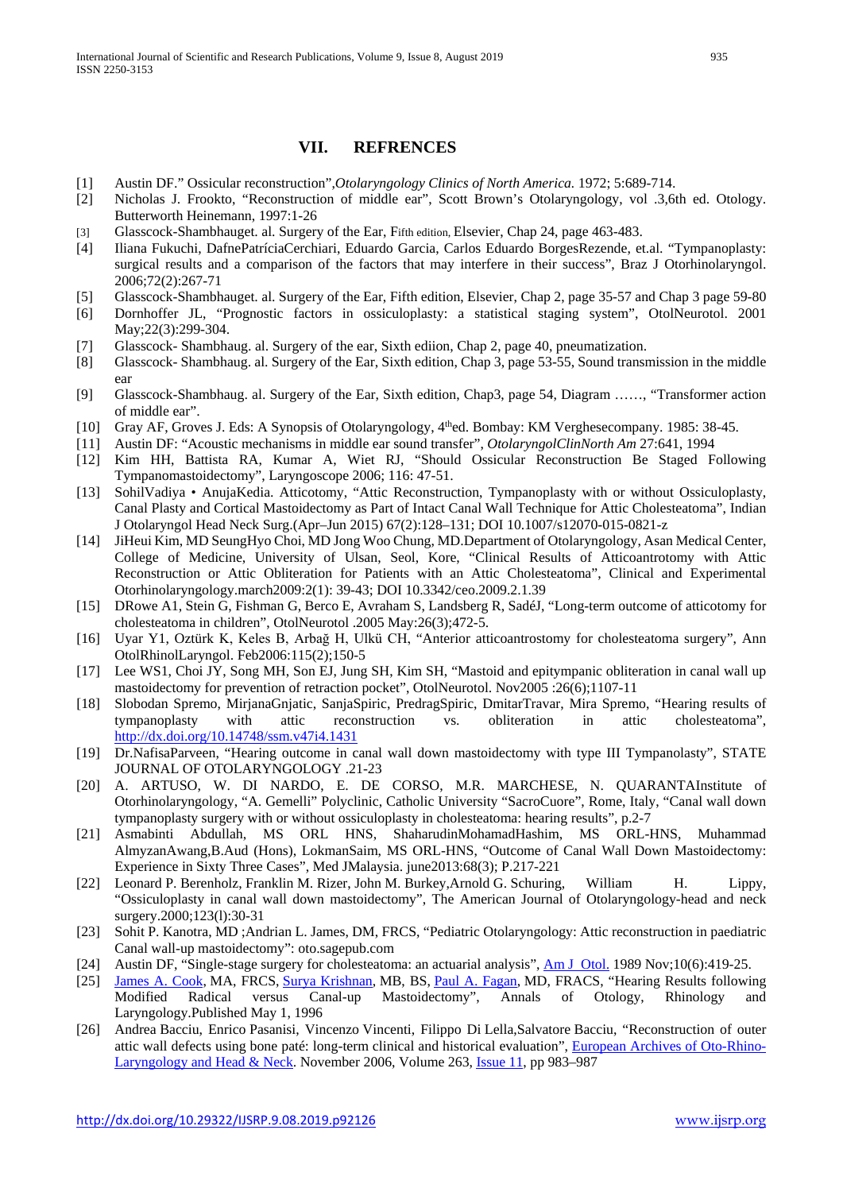## VII. REFRENCES

[1] Austin DF." Ossicular reconstruction",*Otolaryngology Clinics of North America.* 1972; 5:689-714.

[2] Nicholas J. Frookto, "Reconstruction of middle ear", Scott Brown's Otolaryngology, vol .3,6th ed. Otology. Butterworth Heinemann, 1997:1-26

[3] Glasscock-Shambhauget. al. Surgery of the Ear, Fifth edition, Elsevier, Chap 24, page 463-483.

[4] Iliana Fukuchi, DafnePatríciaCerchiari, Eduardo Garcia, Carlos Eduardo BorgesRezende, et.al. "Tympanoplasty: surgical results and a comparison of the factors that may interfere in their success", Braz J Otorhinolaryngol. 2006;72(2):267-71

[5] Glasscock-Shambhauget. al. Surgery of the Ear, Fifth edition, Elsevier, Chap 2, page 35-57 and Chap 3 page 59-80

[6] Dornhoffer JL, "Prognostic factors in ossiculoplasty: a statistical staging system", OtolNeurotol. 2001 May;22(3):299-304.

[7] Glasscock- Shambhaug. al. Surgery of the ear, Sixth ediion, Chap 2, page 40, pneumatization.

[8] Glasscock- Shambhaug. al. Surgery of the Ear, Sixth edition, Chap 3, page 53-55, Sound transmission in the middle ear

[9] Glasscock-Shambhaug. al. Surgery of the Ear, Sixth edition, Chap3, page 54, Diagram ……, "Transformer action of middle ear".

[10] Gray AF, Groves J. Eds: A Synopsis of Otolaryngology, 4thed. Bombay: KM Verghesecompany. 1985: 38-45.

[11] Austin DF: "Acoustic mechanisms in middle ear sound transfer", *OtolaryngolClinNorth Am* 27:641, 1994

[12] Kim HH, Battista RA, Kumar A, Wiet RJ, "Should Ossicular Reconstruction Be Staged Following Tympanomastoidectomy", Laryngoscope 2006; 116: 47-51.

[13] SohilVadiya • AnujaKedia. Atticotomy, "Attic Reconstruction, Tympanoplasty with or without Ossiculoplasty, Canal Plasty and Cortical Mastoidectomy as Part of Intact Canal Wall Technique for Attic Cholesteatoma", Indian J Otolaryngol Head Neck Surg.(Apr–Jun 2015) 67(2):128–131; DOI 10.1007/s12070-015-0821-z

[14] JiHeui Kim, MD SeungHyo Choi, MD Jong Woo Chung, MD.Department of Otolaryngology, Asan Medical Center, College of Medicine, University of Ulsan, Seol, Kore, "Clinical Results of Atticoantrotomy with Attic Reconstruction or Attic Obliteration for Patients with an Attic Cholesteatoma", Clinical and Experimental Otorhinolaryngology.march2009:2(1): 39-43; DOI 10.3342/ceo.2009.2.1.39

[15] DRowe A1, Stein G, Fishman G, Berco E, Avraham S, Landsberg R, SadéJ, "Long-term outcome of atticotomy for cholesteatoma in children", OtolNeurotol .2005 May:26(3);472-5.

[16] Uyar Y1, Oztürk K, Keles B, Arbağ H, Ulkü CH, "Anterior atticoantrostomy for cholesteatoma surgery", Ann OtolRhinolLaryngol. Feb2006:115(2);150-5

[17] Lee WS1, Choi JY, Song MH, Son EJ, Jung SH, Kim SH, "Mastoid and epitympanic obliteration in canal wall up mastoidectomy for prevention of retraction pocket", OtolNeurotol. Nov2005 :26(6);1107-11

[18] Slobodan Spremo, MirjanaGnjatic, SanjaSpiric, PredragSpiric, DmitarTravar, Mira Spremo, "Hearing results of tympanoplasty with attic reconstruction vs. obliteration in attic cholesteatoma", http://dx.doi.org/10.14748/ssm.v47i4.1431

[19] Dr.NafisaParveen, "Hearing outcome in canal wall down mastoidectomy with type III Tympanolasty", STATE JOURNAL OF OTOLARYNGOLOGY .21-23

[20] A. ARTUSO, W. DI NARDO, E. DE CORSO, M.R. MARCHESE, N. QUARANTAInstitute of Otorhinolaryngology, "A. Gemelli" Polyclinic, Catholic University "SacroCuore", Rome, Italy, "Canal wall down tympanoplasty surgery with or without ossiculoplasty in cholesteatoma: hearing results", p.2-7

[21] Asmabinti Abdullah, MS ORL HNS, ShaharudinMohamadHashim, MS ORL-HNS, Muhammad AlmyzanAwang,B.Aud (Hons), LokmanSaim, MS ORL-HNS, "Outcome of Canal Wall Down Mastoidectomy: Experience in Sixty Three Cases", Med JMalaysia. june2013:68(3); P.217-221

[22] Leonard P. Berenholz, Franklin M. Rizer, John M. Burkey,Arnold G. Schuring, William H. Lippy, "Ossiculoplasty in canal wall down mastoidectomy", The American Journal of Otolaryngology-head and neck surgery.2000;123(l):30-31

[23] Sohit P. Kanotra, MD ;Andrian L. James, DM, FRCS, "Pediatric Otolaryngology: Attic reconstruction in paediatric Canal wall-up mastoidectomy": oto.sagepub.com

[24] Austin DF, "Single-stage surgery for cholesteatoma: an actuarial analysis", Am J Otol. 1989 Nov;10(6):419-25.

[25] James A. Cook, MA, FRCS, Surya Krishnan, MB, BS, Paul A. Fagan, MD, FRACS, "Hearing Results following Modified Radical versus Canal-up Mastoidectomy", Annals of Otology, Rhinology and Laryngology.Published May 1, 1996

[26] Andrea Bacciu, Enrico Pasanisi, Vincenzo Vincenti, Filippo Di Lella,Salvatore Bacciu, "Reconstruction of outer attic wall defects using bone paté: long-term clinical and historical evaluation", European Archives of Oto-Rhino-Laryngology and Head & Neck. November 2006, Volume 263, Issue 11, pp 983–987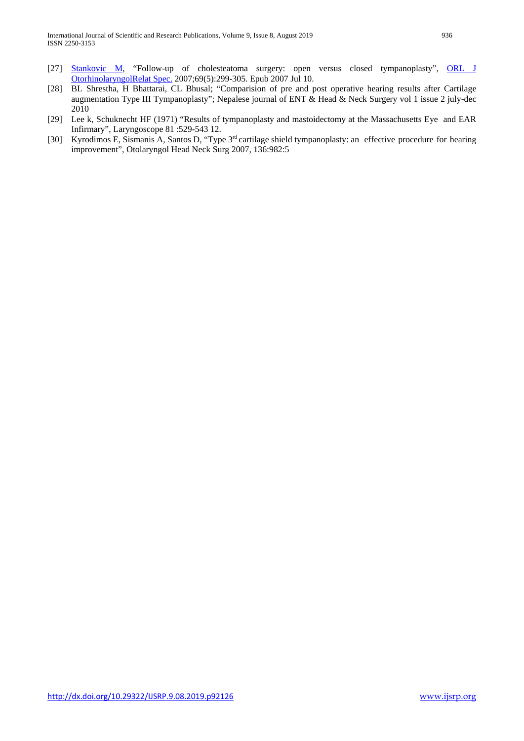[27] Stankovic M, "Follow-up of cholesteatoma surgery: open versus closed tympanoplasty", ORL J OtorhinolaryngolRelat Spec. 2007;69(5):299-305. Epub 2007 Jul 10.

[28] BL Shrestha, H Bhattarai, CL Bhusal; "Comparision of pre and post operative hearing results after Cartilage augmentation Type III Tympanoplasty"; Nepalese journal of ENT & Head & Neck Surgery vol 1 issue 2 july-dec 2010

[29] Lee k, Schuknecht HF (1971) "Results of tympanoplasty and mastoidectomy at the Massachusetts Eye and EAR Infirmary", Laryngoscope 81 :529-543 12.

[30] Kyrodimos E, Sismanis A, Santos D, "Type 3rd cartilage shield tympanoplasty: an effective procedure for hearing improvement", Otolaryngol Head Neck Surg 2007, 136:982:5